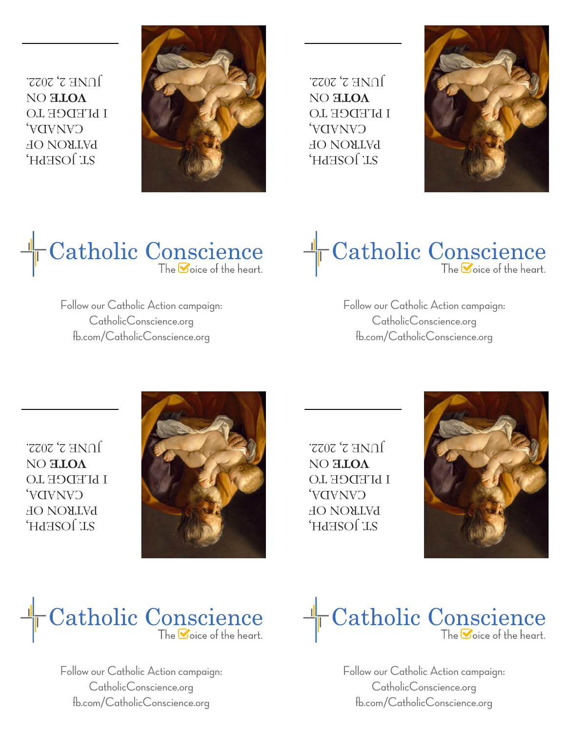ST. JOSEPH,
PATRON OF
CANADA,
I PLEDGE TO
**VOTE** ON
JUNE 2, 2022.

Catholic Conscience
The Voice of the heart.

Follow our Catholic Action campaign:
CatholicConscience.org
fb.com/CatholicConscience.org

ST. JOSEPH,
PATRON OF
CANADA,
I PLEDGE TO
**VOTE** ON
JUNE 2, 2022.

Catholic Conscience
The Voice of the heart.

Follow our Catholic Action campaign:
CatholicConscience.org
fb.com/CatholicConscience.org

ST. JOSEPH,
PATRON OF
CANADA,
I PLEDGE TO
**VOTE** ON
JUNE 2, 2022.

Catholic Conscience
The Voice of the heart.

Follow our Catholic Action campaign:
CatholicConscience.org
fb.com/CatholicConscience.org

ST. JOSEPH,
PATRON OF
CANADA,
I PLEDGE TO
**VOTE** ON
JUNE 2, 2022.

Catholic Conscience
The Voice of the heart.

Follow our Catholic Action campaign:
CatholicConscience.org
fb.com/CatholicConscience.org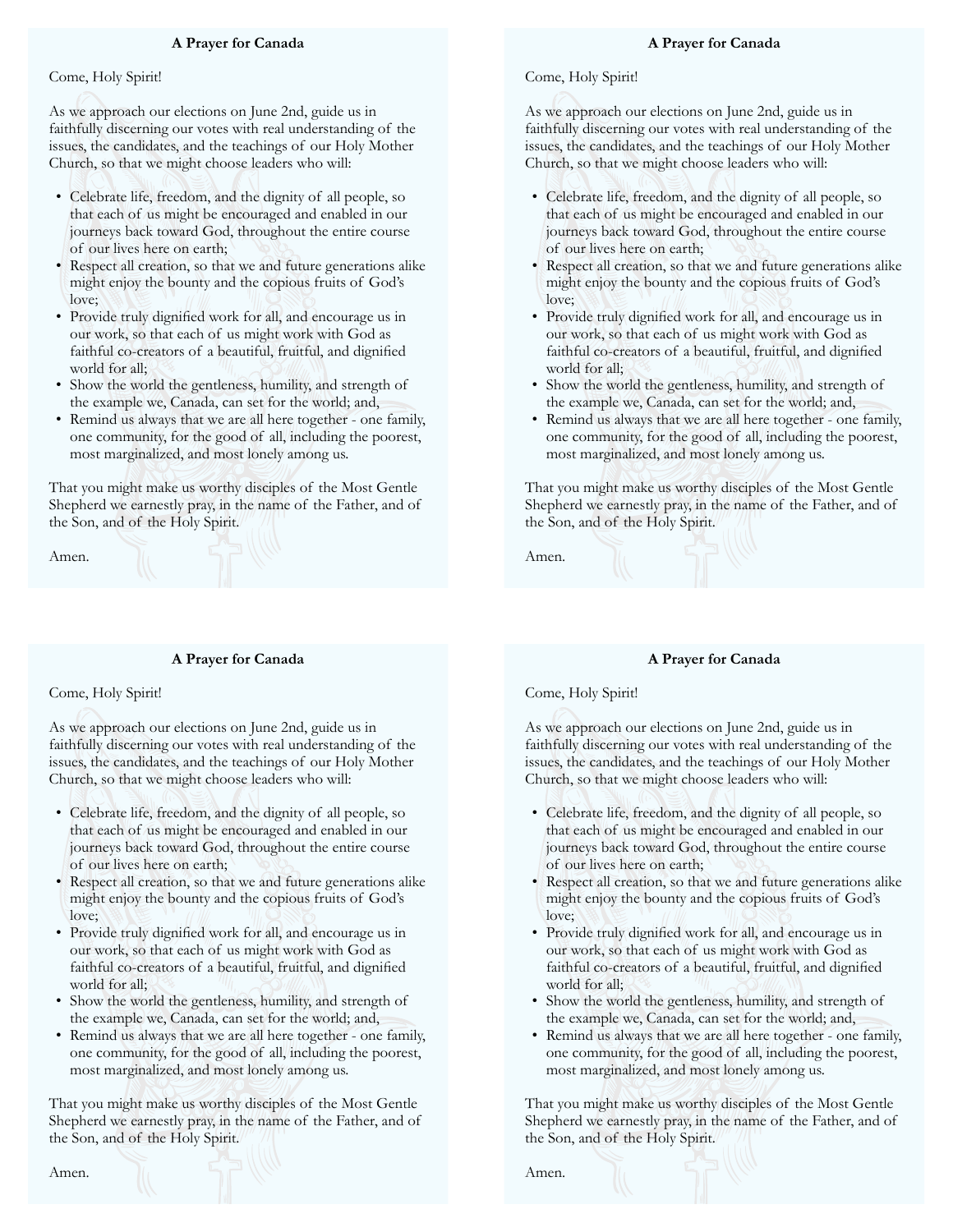**A Prayer for Canada**

Come, Holy Spirit!

As we approach our elections on June 2nd, guide us in faithfully discerning our votes with real understanding of the issues, the candidates, and the teachings of our Holy Mother Church, so that we might choose leaders who will:

- Celebrate life, freedom, and the dignity of all people, so that each of us might be encouraged and enabled in our journeys back toward God, throughout the entire course of our lives here on earth;
- Respect all creation, so that we and future generations alike might enjoy the bounty and the copious fruits of God's love;
- Provide truly dignified work for all, and encourage us in our work, so that each of us might work with God as faithful co-creators of a beautiful, fruitful, and dignified world for all;
- Show the world the gentleness, humility, and strength of the example we, Canada, can set for the world; and,
- Remind us always that we are all here together - one family, one community, for the good of all, including the poorest, most marginalized, and most lonely among us.

That you might make us worthy disciples of the Most Gentle Shepherd we earnestly pray, in the name of the Father, and of the Son, and of the Holy Spirit.

Amen.

**A Prayer for Canada**

Come, Holy Spirit!

As we approach our elections on June 2nd, guide us in faithfully discerning our votes with real understanding of the issues, the candidates, and the teachings of our Holy Mother Church, so that we might choose leaders who will:

- Celebrate life, freedom, and the dignity of all people, so that each of us might be encouraged and enabled in our journeys back toward God, throughout the entire course of our lives here on earth;
- Respect all creation, so that we and future generations alike might enjoy the bounty and the copious fruits of God's love;
- Provide truly dignified work for all, and encourage us in our work, so that each of us might work with God as faithful co-creators of a beautiful, fruitful, and dignified world for all;
- Show the world the gentleness, humility, and strength of the example we, Canada, can set for the world; and,
- Remind us always that we are all here together - one family, one community, for the good of all, including the poorest, most marginalized, and most lonely among us.

That you might make us worthy disciples of the Most Gentle Shepherd we earnestly pray, in the name of the Father, and of the Son, and of the Holy Spirit.

Amen.

**A Prayer for Canada**

Come, Holy Spirit!

As we approach our elections on June 2nd, guide us in faithfully discerning our votes with real understanding of the issues, the candidates, and the teachings of our Holy Mother Church, so that we might choose leaders who will:

- Celebrate life, freedom, and the dignity of all people, so that each of us might be encouraged and enabled in our journeys back toward God, throughout the entire course of our lives here on earth;
- Respect all creation, so that we and future generations alike might enjoy the bounty and the copious fruits of God's love;
- Provide truly dignified work for all, and encourage us in our work, so that each of us might work with God as faithful co-creators of a beautiful, fruitful, and dignified world for all;
- Show the world the gentleness, humility, and strength of the example we, Canada, can set for the world; and,
- Remind us always that we are all here together - one family, one community, for the good of all, including the poorest, most marginalized, and most lonely among us.

That you might make us worthy disciples of the Most Gentle Shepherd we earnestly pray, in the name of the Father, and of the Son, and of the Holy Spirit.

Amen.

**A Prayer for Canada**

Come, Holy Spirit!

As we approach our elections on June 2nd, guide us in faithfully discerning our votes with real understanding of the issues, the candidates, and the teachings of our Holy Mother Church, so that we might choose leaders who will:

- Celebrate life, freedom, and the dignity of all people, so that each of us might be encouraged and enabled in our journeys back toward God, throughout the entire course of our lives here on earth;
- Respect all creation, so that we and future generations alike might enjoy the bounty and the copious fruits of God's love;
- Provide truly dignified work for all, and encourage us in our work, so that each of us might work with God as faithful co-creators of a beautiful, fruitful, and dignified world for all;
- Show the world the gentleness, humility, and strength of the example we, Canada, can set for the world; and,
- Remind us always that we are all here together - one family, one community, for the good of all, including the poorest, most marginalized, and most lonely among us.

That you might make us worthy disciples of the Most Gentle Shepherd we earnestly pray, in the name of the Father, and of the Son, and of the Holy Spirit.

Amen.